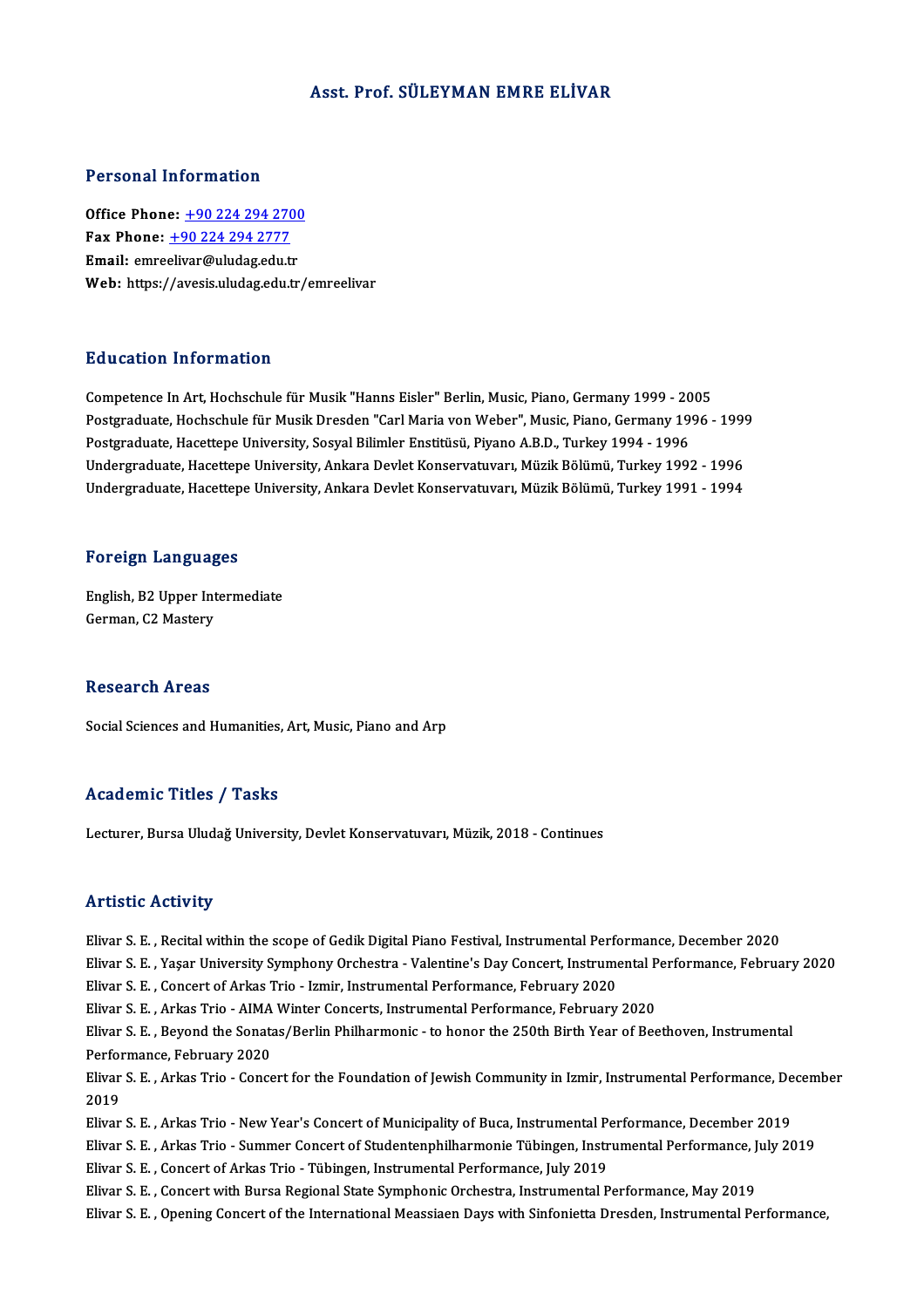# Asst. Prof. SÜLEYMAN EMRE ELİVAR

## Personal Information

**Office Phone:** +90 224 294 2700
**Fax Phone:** +90 224 294 2777
**Email:** emreelivar@uludag.edu.tr
**Web:** https://avesis.uludag.edu.tr/emreelivar

## Education Information

Competence In Art, Hochschule für Musik "Hanns Eisler" Berlin, Music, Piano, Germany 1999 - 2005
Postgraduate, Hochschule für Musik Dresden "Carl Maria von Weber", Music, Piano, Germany 1996 - 1999
Postgraduate, Hacettepe University, Sosyal Bilimler Enstitüsü, Piyano A.B.D., Turkey 1994 - 1996
Undergraduate, Hacettepe University, Ankara Devlet Konservatuvarı, Müzik Bölümü, Turkey 1992 - 1996
Undergraduate, Hacettepe University, Ankara Devlet Konservatuvarı, Müzik Bölümü, Turkey 1991 - 1994

## Foreign Languages

English, B2 Upper Intermediate
German, C2 Mastery

## Research Areas

Social Sciences and Humanities, Art, Music, Piano and Arp

## Academic Titles / Tasks

Lecturer, Bursa Uludağ University, Devlet Konservatuvarı, Müzik, 2018 - Continues

## Artistic Activity

Elivar S. E. , Recital within the scope of Gedik Digital Piano Festival, Instrumental Performance, December 2020
Elivar S. E. , Yaşar University Symphony Orchestra - Valentine's Day Concert, Instrumental Performance, February 2020
Elivar S. E. , Concert of Arkas Trio - Izmir, Instrumental Performance, February 2020
Elivar S. E. , Arkas Trio - AIMA Winter Concerts, Instrumental Performance, February 2020
Elivar S. E. , Beyond the Sonatas/Berlin Philharmonic - to honor the 250th Birth Year of Beethoven, Instrumental Performance, February 2020
Elivar S. E. , Arkas Trio - Concert for the Foundation of Jewish Community in Izmir, Instrumental Performance, December 2019
Elivar S. E. , Arkas Trio - New Year's Concert of Municipality of Buca, Instrumental Performance, December 2019
Elivar S. E. , Arkas Trio - Summer Concert of Studentenphilharmonie Tübingen, Instrumental Performance, July 2019
Elivar S. E. , Concert of Arkas Trio - Tübingen, Instrumental Performance, July 2019
Elivar S. E. , Concert with Bursa Regional State Symphonic Orchestra, Instrumental Performance, May 2019
Elivar S. E. , Opening Concert of the International Meassiaen Days with Sinfonietta Dresden, Instrumental Performance,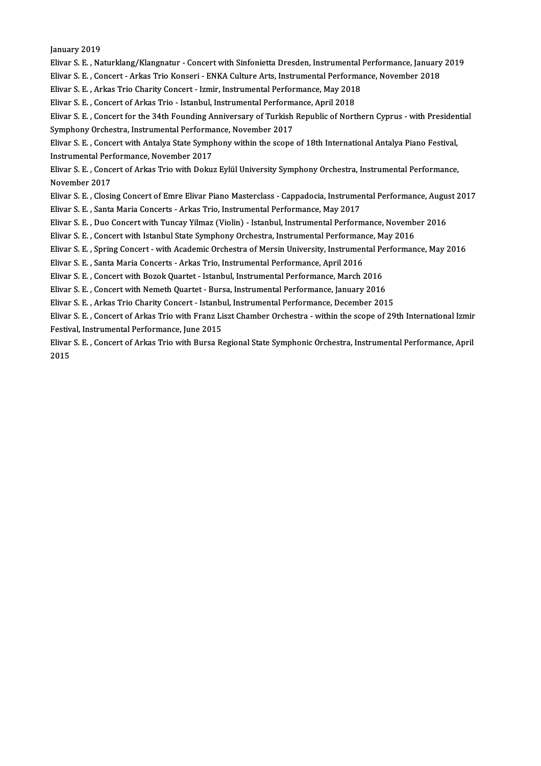January 2019

Elivar S. E. , Naturklang/Klangnatur - Concert with Sinfonietta Dresden, Instrumental Performance, January 2019

Elivar S. E. , Concert - Arkas Trio Konseri - ENKA Culture Arts, Instrumental Performance, November 2018

Elivar S. E. , Arkas Trio Charity Concert - Izmir, Instrumental Performance, May 2018

Elivar S. E. , Concert of Arkas Trio - Istanbul, Instrumental Performance, April 2018

Elivar S. E. , Concert for the 34th Founding Anniversary of Turkish Republic of Northern Cyprus - with Presidential Symphony Orchestra, Instrumental Performance, November 2017

Elivar S. E. , Concert with Antalya State Symphony within the scope of 18th International Antalya Piano Festival, Instrumental Performance, November 2017

Elivar S. E. , Concert of Arkas Trio with Dokuz Eylül University Symphony Orchestra, Instrumental Performance, November 2017

Elivar S. E. , Closing Concert of Emre Elivar Piano Masterclass - Cappadocia, Instrumental Performance, August 2017

Elivar S. E. , Santa Maria Concerts - Arkas Trio, Instrumental Performance, May 2017

Elivar S. E. , Duo Concert with Tuncay Yilmaz (Violin) - Istanbul, Instrumental Performance, November 2016

Elivar S. E. , Concert with Istanbul State Symphony Orchestra, Instrumental Performance, May 2016

Elivar S. E. , Spring Concert - with Academic Orchestra of Mersin University, Instrumental Performance, May 2016

Elivar S. E. , Santa Maria Concerts - Arkas Trio, Instrumental Performance, April 2016

Elivar S. E. , Concert with Bozok Quartet - Istanbul, Instrumental Performance, March 2016

Elivar S. E. , Concert with Nemeth Quartet - Bursa, Instrumental Performance, January 2016

Elivar S. E. , Arkas Trio Charity Concert - Istanbul, Instrumental Performance, December 2015

Elivar S. E. , Concert of Arkas Trio with Franz Liszt Chamber Orchestra - within the scope of 29th International Izmir Festival, Instrumental Performance, June 2015

Elivar S. E. , Concert of Arkas Trio with Bursa Regional State Symphonic Orchestra, Instrumental Performance, April 2015